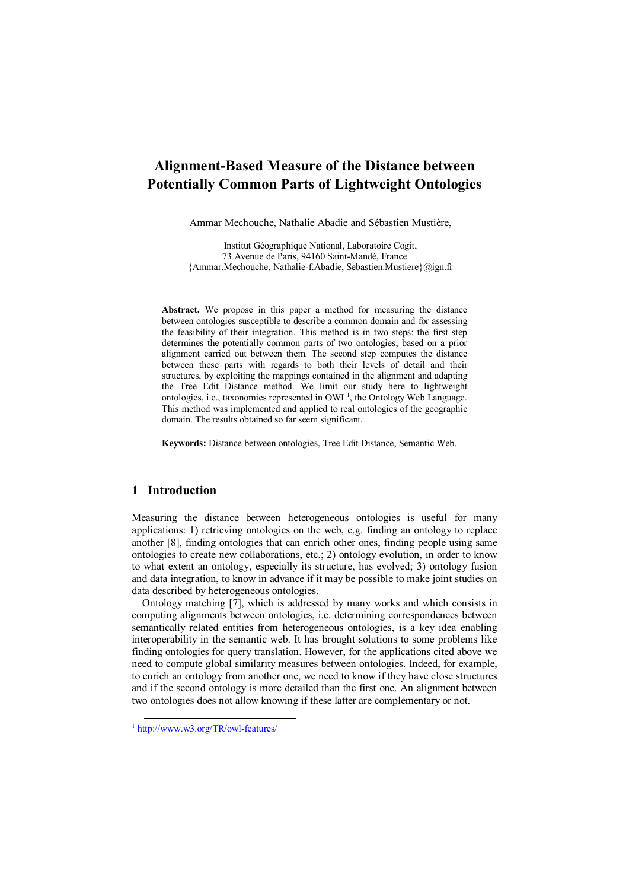# Alignment-Based Measure of the Distance between Potentially Common Parts of Lightweight Ontologies

Ammar Mechouche, Nathalie Abadie and Sébastien Mustière,

Institut Géographique National, Laboratoire Cogit,
73 Avenue de Paris, 94160 Saint-Mandé, France
{Ammar.Mechouche, Nathalie-f.Abadie, Sebastien.Mustiere}@ign.fr

**Abstract.** We propose in this paper a method for measuring the distance between ontologies susceptible to describe a common domain and for assessing the feasibility of their integration. This method is in two steps: the first step determines the potentially common parts of two ontologies, based on a prior alignment carried out between them. The second step computes the distance between these parts with regards to both their levels of detail and their structures, by exploiting the mappings contained in the alignment and adapting the Tree Edit Distance method. We limit our study here to lightweight ontologies, i.e., taxonomies represented in OWL[1], the Ontology Web Language. This method was implemented and applied to real ontologies of the geographic domain. The results obtained so far seem significant.

**Keywords:** Distance between ontologies, Tree Edit Distance, Semantic Web.

## 1 Introduction

Measuring the distance between heterogeneous ontologies is useful for many applications: 1) retrieving ontologies on the web, e.g. finding an ontology to replace another [8], finding ontologies that can enrich other ones, finding people using same ontologies to create new collaborations, etc.; 2) ontology evolution, in order to know to what extent an ontology, especially its structure, has evolved; 3) ontology fusion and data integration, to know in advance if it may be possible to make joint studies on data described by heterogeneous ontologies.

Ontology matching [7], which is addressed by many works and which consists in computing alignments between ontologies, i.e. determining correspondences between semantically related entities from heterogeneous ontologies, is a key idea enabling interoperability in the semantic web. It has brought solutions to some problems like finding ontologies for query translation. However, for the applications cited above we need to compute global similarity measures between ontologies. Indeed, for example, to enrich an ontology from another one, we need to know if they have close structures and if the second ontology is more detailed than the first one. An alignment between two ontologies does not allow knowing if these latter are complementary or not.

[1] http://www.w3.org/TR/owl-features/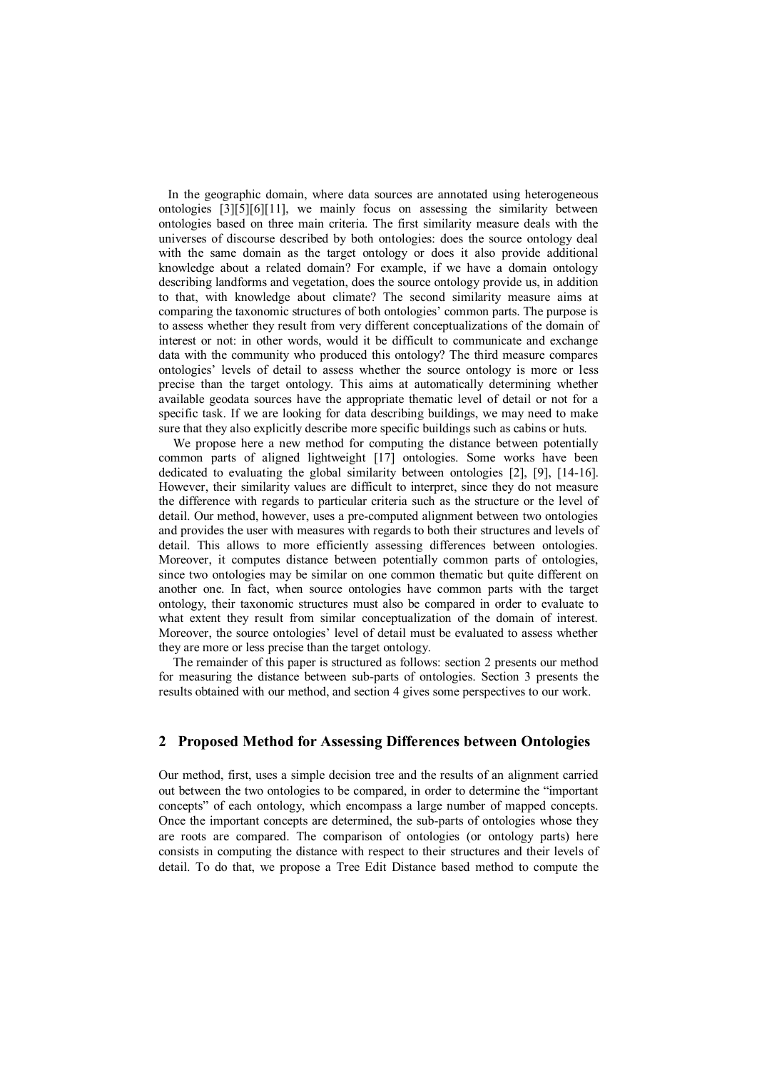In the geographic domain, where data sources are annotated using heterogeneous ontologies [3][5][6][11], we mainly focus on assessing the similarity between ontologies based on three main criteria. The first similarity measure deals with the universes of discourse described by both ontologies: does the source ontology deal with the same domain as the target ontology or does it also provide additional knowledge about a related domain? For example, if we have a domain ontology describing landforms and vegetation, does the source ontology provide us, in addition to that, with knowledge about climate? The second similarity measure aims at comparing the taxonomic structures of both ontologies' common parts. The purpose is to assess whether they result from very different conceptualizations of the domain of interest or not: in other words, would it be difficult to communicate and exchange data with the community who produced this ontology? The third measure compares ontologies' levels of detail to assess whether the source ontology is more or less precise than the target ontology. This aims at automatically determining whether available geodata sources have the appropriate thematic level of detail or not for a specific task. If we are looking for data describing buildings, we may need to make sure that they also explicitly describe more specific buildings such as cabins or huts.

We propose here a new method for computing the distance between potentially common parts of aligned lightweight [17] ontologies. Some works have been dedicated to evaluating the global similarity between ontologies [2], [9], [14-16]. However, their similarity values are difficult to interpret, since they do not measure the difference with regards to particular criteria such as the structure or the level of detail. Our method, however, uses a pre-computed alignment between two ontologies and provides the user with measures with regards to both their structures and levels of detail. This allows to more efficiently assessing differences between ontologies. Moreover, it computes distance between potentially common parts of ontologies, since two ontologies may be similar on one common thematic but quite different on another one. In fact, when source ontologies have common parts with the target ontology, their taxonomic structures must also be compared in order to evaluate to what extent they result from similar conceptualization of the domain of interest. Moreover, the source ontologies' level of detail must be evaluated to assess whether they are more or less precise than the target ontology.

The remainder of this paper is structured as follows: section 2 presents our method for measuring the distance between sub-parts of ontologies. Section 3 presents the results obtained with our method, and section 4 gives some perspectives to our work.

## 2 Proposed Method for Assessing Differences between Ontologies

Our method, first, uses a simple decision tree and the results of an alignment carried out between the two ontologies to be compared, in order to determine the "important concepts" of each ontology, which encompass a large number of mapped concepts. Once the important concepts are determined, the sub-parts of ontologies whose they are roots are compared. The comparison of ontologies (or ontology parts) here consists in computing the distance with respect to their structures and their levels of detail. To do that, we propose a Tree Edit Distance based method to compute the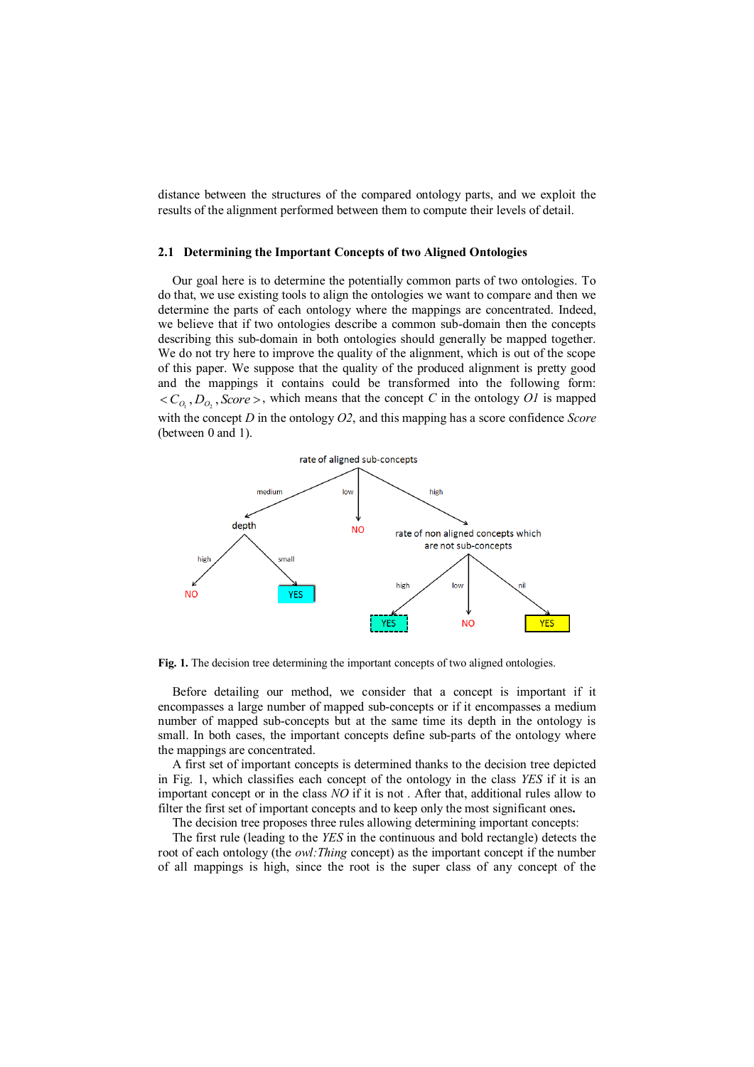distance between the structures of the compared ontology parts, and we exploit the results of the alignment performed between them to compute their levels of detail.

### 2.1 Determining the Important Concepts of two Aligned Ontologies

Our goal here is to determine the potentially common parts of two ontologies. To do that, we use existing tools to align the ontologies we want to compare and then we determine the parts of each ontology where the mappings are concentrated. Indeed, we believe that if two ontologies describe a common sub-domain then the concepts describing this sub-domain in both ontologies should generally be mapped together. We do not try here to improve the quality of the alignment, which is out of the scope of this paper. We suppose that the quality of the produced alignment is pretty good and the mappings it contains could be transformed into the following form: $< C_{O_1}, D_{O_2}, Score >$, which means that the concept *C* in the ontology *O1* is mapped with the concept *D* in the ontology *O2*, and this mapping has a score confidence *Score* (between 0 and 1).

rate of aligned sub-concepts

medium → depth (high → NO; small → YES)

low → NO

high → rate of non aligned concepts which are not sub-concepts (high → YES; low → NO; nil → YES)

**Fig. 1.** The decision tree determining the important concepts of two aligned ontologies.

Before detailing our method, we consider that a concept is important if it encompasses a large number of mapped sub-concepts or if it encompasses a medium number of mapped sub-concepts but at the same time its depth in the ontology is small. In both cases, the important concepts define sub-parts of the ontology where the mappings are concentrated.

A first set of important concepts is determined thanks to the decision tree depicted in Fig. 1, which classifies each concept of the ontology in the class *YES* if it is an important concept or in the class *NO* if it is not . After that, additional rules allow to filter the first set of important concepts and to keep only the most significant ones**.**

The decision tree proposes three rules allowing determining important concepts:

The first rule (leading to the *YES* in the continuous and bold rectangle) detects the root of each ontology (the *owl:Thing* concept) as the important concept if the number of all mappings is high, since the root is the super class of any concept of the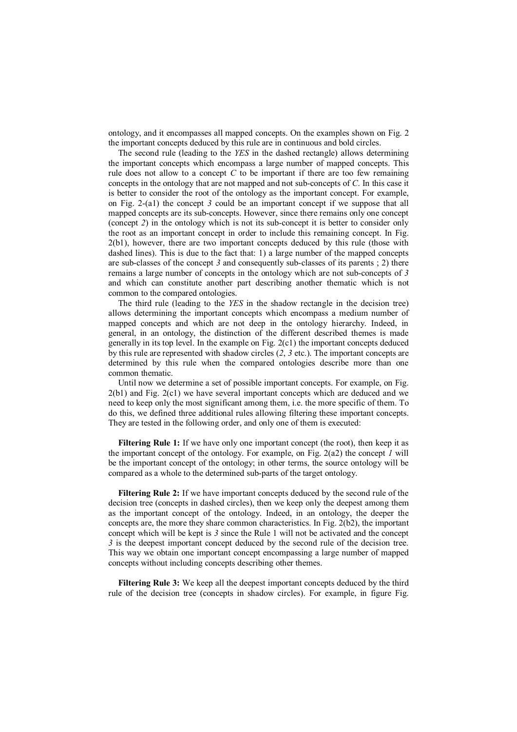ontology, and it encompasses all mapped concepts. On the examples shown on Fig. 2 the important concepts deduced by this rule are in continuous and bold circles.

The second rule (leading to the *YES* in the dashed rectangle) allows determining the important concepts which encompass a large number of mapped concepts. This rule does not allow to a concept *C* to be important if there are too few remaining concepts in the ontology that are not mapped and not sub-concepts of *C*. In this case it is better to consider the root of the ontology as the important concept. For example, on Fig. 2-(a1) the concept *3* could be an important concept if we suppose that all mapped concepts are its sub-concepts. However, since there remains only one concept (concept *2*) in the ontology which is not its sub-concept it is better to consider only the root as an important concept in order to include this remaining concept. In Fig. 2(b1), however, there are two important concepts deduced by this rule (those with dashed lines). This is due to the fact that: 1) a large number of the mapped concepts are sub-classes of the concept *3* and consequently sub-classes of its parents ; 2) there remains a large number of concepts in the ontology which are not sub-concepts of *3* and which can constitute another part describing another thematic which is not common to the compared ontologies.

The third rule (leading to the *YES* in the shadow rectangle in the decision tree) allows determining the important concepts which encompass a medium number of mapped concepts and which are not deep in the ontology hierarchy. Indeed, in general, in an ontology, the distinction of the different described themes is made generally in its top level. In the example on Fig. 2(c1) the important concepts deduced by this rule are represented with shadow circles (*2*, *3* etc.). The important concepts are determined by this rule when the compared ontologies describe more than one common thematic.

Until now we determine a set of possible important concepts. For example, on Fig. 2(b1) and Fig. 2(c1) we have several important concepts which are deduced and we need to keep only the most significant among them, i.e. the more specific of them. To do this, we defined three additional rules allowing filtering these important concepts. They are tested in the following order, and only one of them is executed:

**Filtering Rule 1:** If we have only one important concept (the root), then keep it as the important concept of the ontology. For example, on Fig. 2(a2) the concept *1* will be the important concept of the ontology; in other terms, the source ontology will be compared as a whole to the determined sub-parts of the target ontology.

**Filtering Rule 2:** If we have important concepts deduced by the second rule of the decision tree (concepts in dashed circles), then we keep only the deepest among them as the important concept of the ontology. Indeed, in an ontology, the deeper the concepts are, the more they share common characteristics. In Fig. 2(b2), the important concept which will be kept is *3* since the Rule 1 will not be activated and the concept *3* is the deepest important concept deduced by the second rule of the decision tree. This way we obtain one important concept encompassing a large number of mapped concepts without including concepts describing other themes.

**Filtering Rule 3:** We keep all the deepest important concepts deduced by the third rule of the decision tree (concepts in shadow circles). For example, in figure Fig.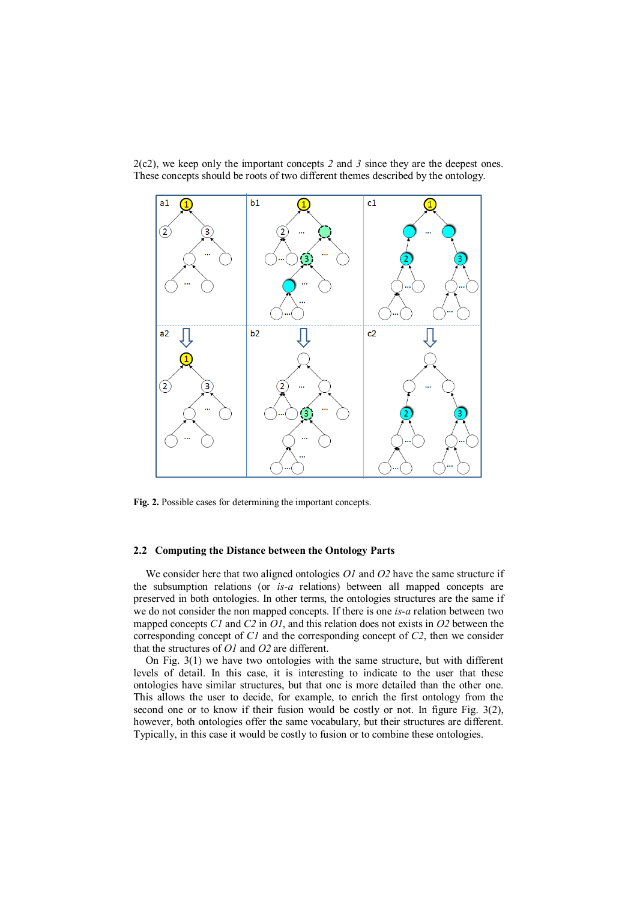2(c2), we keep only the important concepts *2* and *3* since they are the deepest ones. These concepts should be roots of two different themes described by the ontology.

**Fig. 2.** Possible cases for determining the important concepts.

### 2.2 Computing the Distance between the Ontology Parts

We consider here that two aligned ontologies *O1* and *O2* have the same structure if the subsumption relations (or *is-a* relations) between all mapped concepts are preserved in both ontologies. In other terms, the ontologies structures are the same if we do not consider the non mapped concepts. If there is one *is-a* relation between two mapped concepts *C1* and *C2* in *O1*, and this relation does not exists in *O2* between the corresponding concept of *C1* and the corresponding concept of *C2*, then we consider that the structures of *O1* and *O2* are different.

On Fig. 3(1) we have two ontologies with the same structure, but with different levels of detail. In this case, it is interesting to indicate to the user that these ontologies have similar structures, but that one is more detailed than the other one. This allows the user to decide, for example, to enrich the first ontology from the second one or to know if their fusion would be costly or not. In figure Fig. 3(2), however, both ontologies offer the same vocabulary, but their structures are different. Typically, in this case it would be costly to fusion or to combine these ontologies.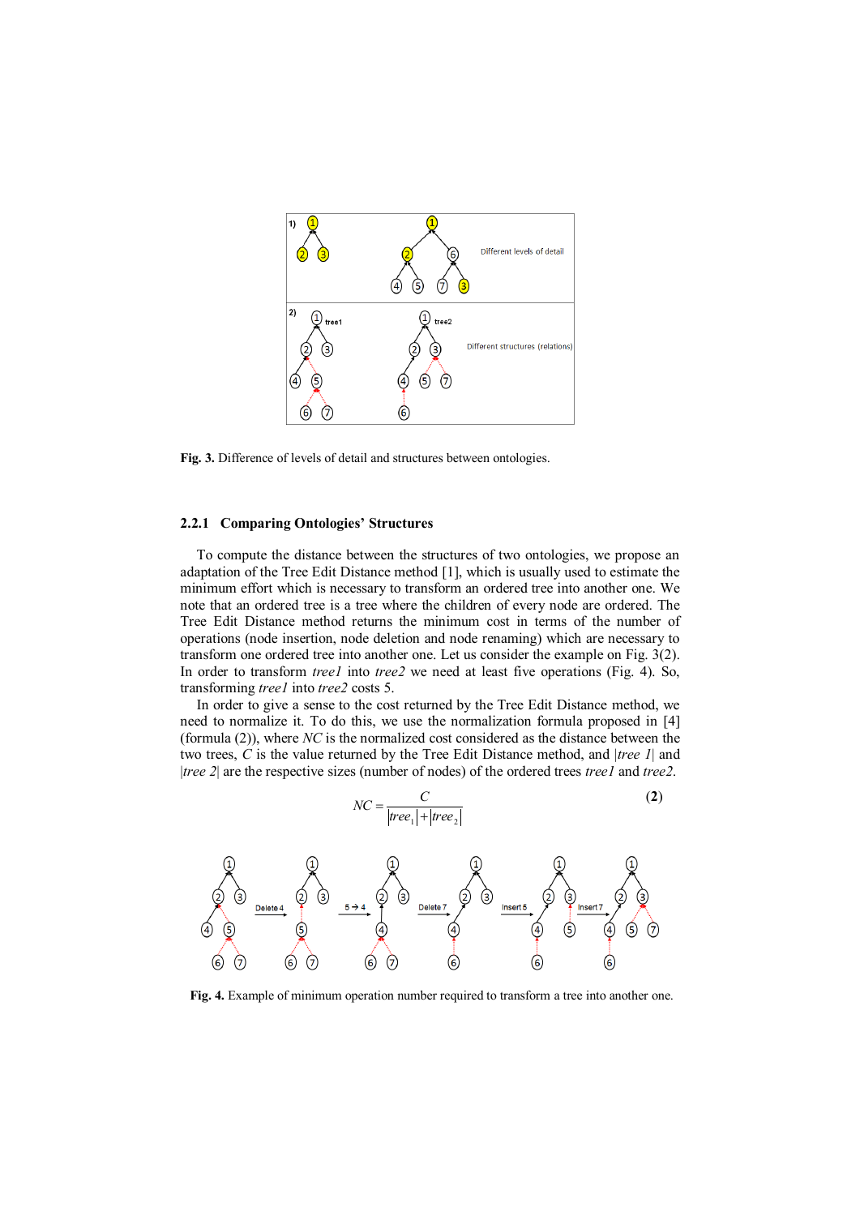Fig. 3. Difference of levels of detail and structures between ontologies.

### 2.2.1 Comparing Ontologies' Structures

To compute the distance between the structures of two ontologies, we propose an adaptation of the Tree Edit Distance method [1], which is usually used to estimate the minimum effort which is necessary to transform an ordered tree into another one. We note that an ordered tree is a tree where the children of every node are ordered. The Tree Edit Distance method returns the minimum cost in terms of the number of operations (node insertion, node deletion and node renaming) which are necessary to transform one ordered tree into another one. Let us consider the example on Fig. 3(2). In order to transform *tree1* into *tree2* we need at least five operations (Fig. 4). So, transforming *tree1* into *tree2* costs 5.

In order to give a sense to the cost returned by the Tree Edit Distance method, we need to normalize it. To do this, we use the normalization formula proposed in [4] (formula (2)), where *NC* is the normalized cost considered as the distance between the two trees, *C* is the value returned by the Tree Edit Distance method, and |*tree 1*| and |*tree 2*| are the respective sizes (number of nodes) of the ordered trees *tree1* and *tree2*.

$$NC = \frac{C}{|tree_1| + |tree_2|} \qquad (2)$$

Fig. 4. Example of minimum operation number required to transform a tree into another one.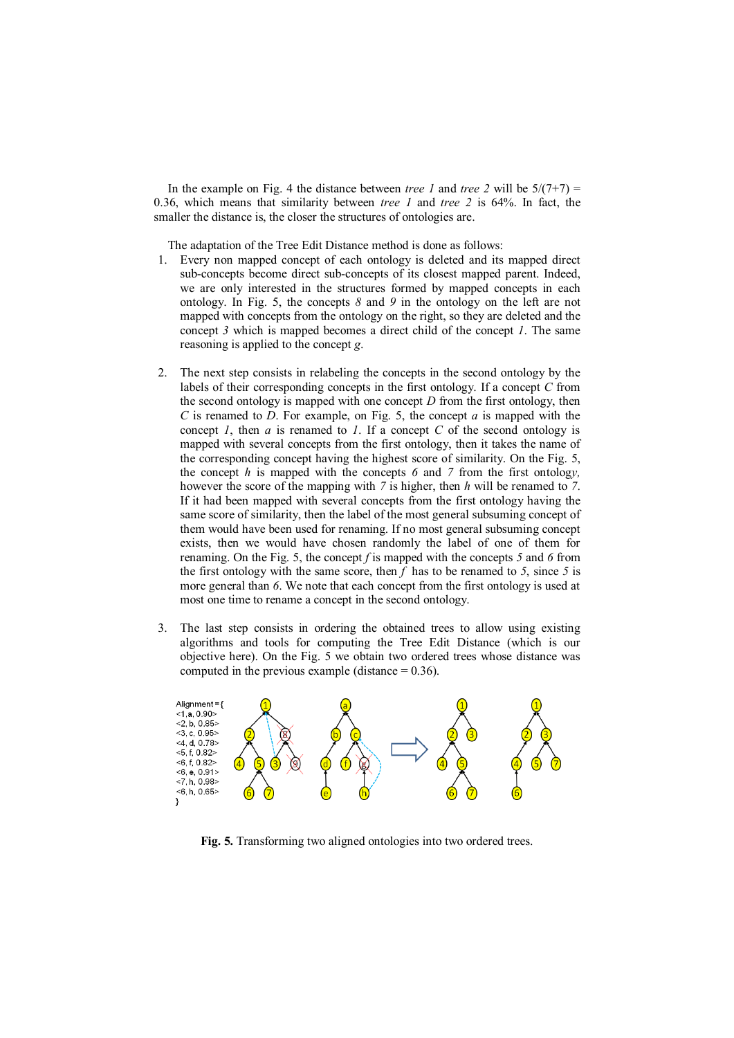In the example on Fig. 4 the distance between *tree 1* and *tree 2* will be 5/(7+7) = 0.36, which means that similarity between *tree 1* and *tree 2* is 64%. In fact, the smaller the distance is, the closer the structures of ontologies are.

The adaptation of the Tree Edit Distance method is done as follows:

1. Every non mapped concept of each ontology is deleted and its mapped direct sub-concepts become direct sub-concepts of its closest mapped parent. Indeed, we are only interested in the structures formed by mapped concepts in each ontology. In Fig. 5, the concepts *8* and *9* in the ontology on the left are not mapped with concepts from the ontology on the right, so they are deleted and the concept *3* which is mapped becomes a direct child of the concept *1*. The same reasoning is applied to the concept *g*.

2. The next step consists in relabeling the concepts in the second ontology by the labels of their corresponding concepts in the first ontology. If a concept *C* from the second ontology is mapped with one concept *D* from the first ontology, then *C* is renamed to *D*. For example, on Fig. 5, the concept *a* is mapped with the concept *1*, then *a* is renamed to *1*. If a concept *C* of the second ontology is mapped with several concepts from the first ontology, then it takes the name of the corresponding concept having the highest score of similarity. On the Fig. 5, the concept *h* is mapped with the concepts *6* and *7* from the first ontology, however the score of the mapping with *7* is higher, then *h* will be renamed to *7*. If it had been mapped with several concepts from the first ontology having the same score of similarity, then the label of the most general subsuming concept of them would have been used for renaming. If no most general subsuming concept exists, then we would have chosen randomly the label of one of them for renaming. On the Fig. 5, the concept *f* is mapped with the concepts *5* and *6* from the first ontology with the same score, then *f* has to be renamed to *5*, since *5* is more general than *6*. We note that each concept from the first ontology is used at most one time to rename a concept in the second ontology.

3. The last step consists in ordering the obtained trees to allow using existing algorithms and tools for computing the Tree Edit Distance (which is our objective here). On the Fig. 5 we obtain two ordered trees whose distance was computed in the previous example (distance = 0.36).

Alignment = {
<1, a, 0.90>
<2, b, 0.85>
<3, c, 0.95>
<4, d, 0.78>
<5, f, 0.82>
<6, f, 0.82>
<6, e, 0.91>
<7, h, 0.98>
<6, h, 0.65>
}

**Fig. 5.** Transforming two aligned ontologies into two ordered trees.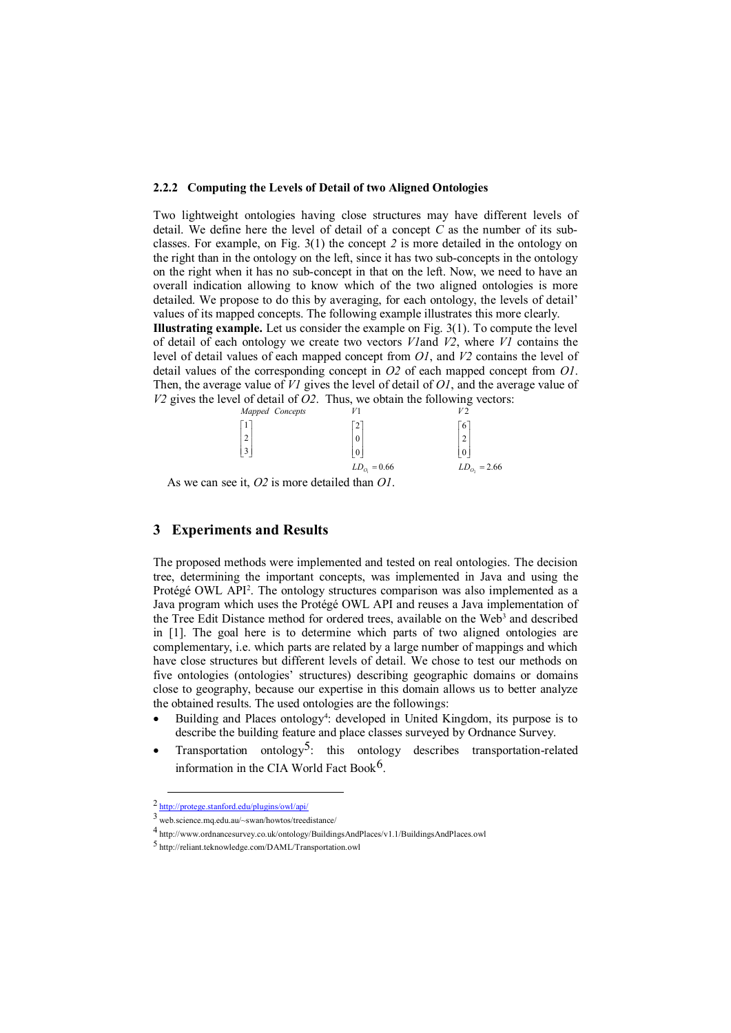### 2.2.2 Computing the Levels of Detail of two Aligned Ontologies

Two lightweight ontologies having close structures may have different levels of detail. We define here the level of detail of a concept *C* as the number of its sub-classes. For example, on Fig. 3(1) the concept *2* is more detailed in the ontology on the right than in the ontology on the left, since it has two sub-concepts in the ontology on the right when it has no sub-concept in that on the left. Now, we need to have an overall indication allowing to know which of the two aligned ontologies is more detailed. We propose to do this by averaging, for each ontology, the levels of detail' values of its mapped concepts. The following example illustrates this more clearly.

**Illustrating example.** Let us consider the example on Fig. 3(1). To compute the level of detail of each ontology we create two vectors *V1*and *V2*, where *V1* contains the level of detail values of each mapped concept from *O1*, and *V2* contains the level of detail values of the corresponding concept in *O2* of each mapped concept from *O1*. Then, the average value of *V1* gives the level of detail of *O1*, and the average value of *V2* gives the level of detail of *O2*. Thus, we obtain the following vectors:

$$\underset{\textit{Mapped Concepts}}{\begin{bmatrix}1\\2\\3\end{bmatrix}} \qquad \underset{LD_{O_1}=0.66}{\overset{V1}{\begin{bmatrix}2\\0\\0\end{bmatrix}}} \qquad \underset{LD_{O_2}=2.66}{\overset{V2}{\begin{bmatrix}6\\2\\0\end{bmatrix}}}$$

As we can see it, *O2* is more detailed than *O1*.

## 3 Experiments and Results

The proposed methods were implemented and tested on real ontologies. The decision tree, determining the important concepts, was implemented in Java and using the Protégé OWL API[2]. The ontology structures comparison was also implemented as a Java program which uses the Protégé OWL API and reuses a Java implementation of the Tree Edit Distance method for ordered trees, available on the Web[3] and described in [1]. The goal here is to determine which parts of two aligned ontologies are complementary, i.e. which parts are related by a large number of mappings and which have close structures but different levels of detail. We chose to test our methods on five ontologies (ontologies' structures) describing geographic domains or domains close to geography, because our expertise in this domain allows us to better analyze the obtained results. The used ontologies are the followings:

- Building and Places ontology[4]: developed in United Kingdom, its purpose is to describe the building feature and place classes surveyed by Ordnance Survey.
- Transportation ontology[5]: this ontology describes transportation-related information in the CIA World Fact Book[6].

---

[2] http://protege.stanford.edu/plugins/owl/api/

[3] web.science.mq.edu.au/~swan/howtos/treedistance/

[4] http://www.ordnancesurvey.co.uk/ontology/BuildingsAndPlaces/v1.1/BuildingsAndPlaces.owl

[5] http://reliant.teknowledge.com/DAML/Transportation.owl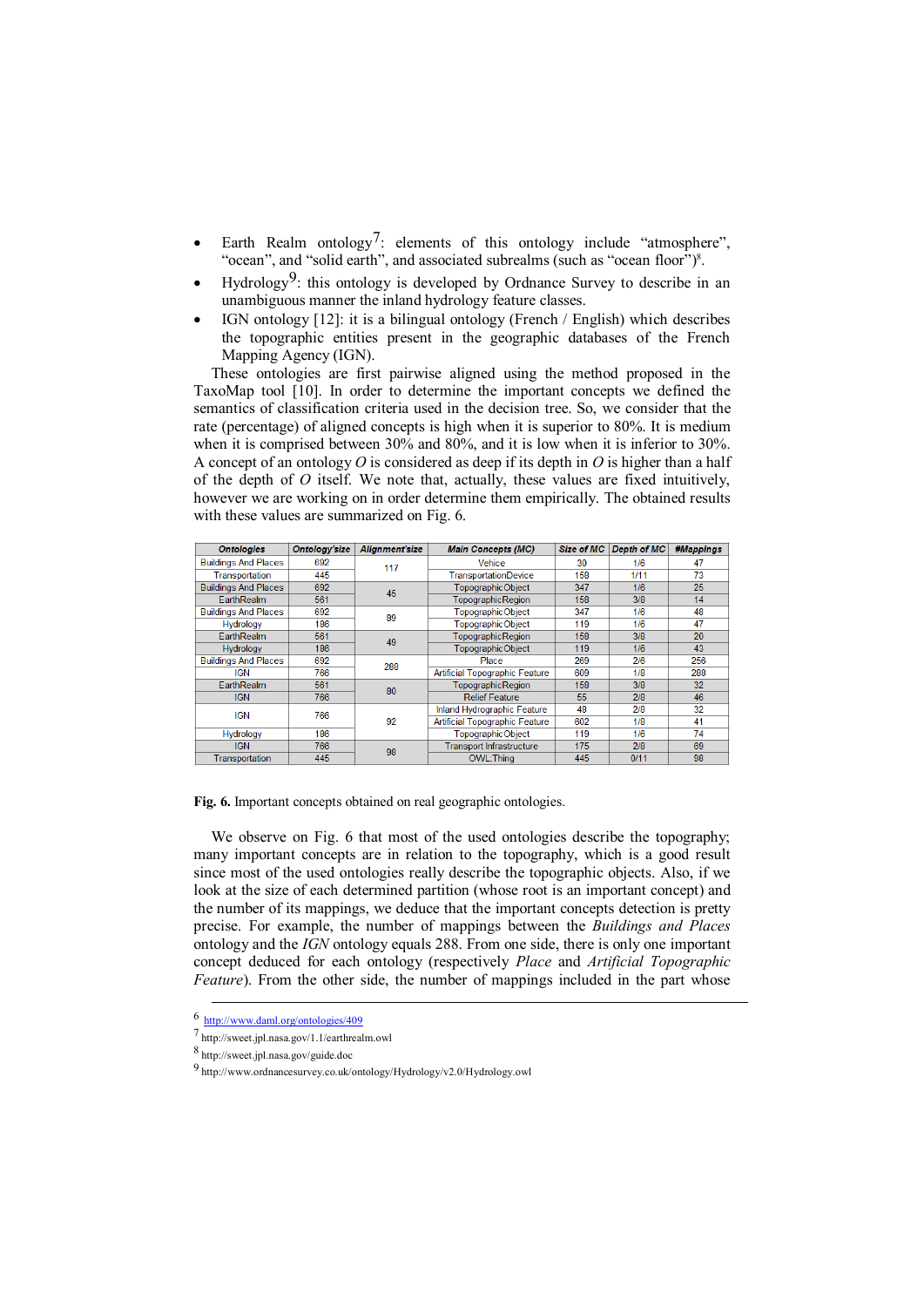- Earth Realm ontology[7]: elements of this ontology include “atmosphere”, “ocean”, and “solid earth”, and associated subrealms (such as “ocean floor”)[8].
- Hydrology[9]: this ontology is developed by Ordnance Survey to describe in an unambiguous manner the inland hydrology feature classes.
- IGN ontology [12]: it is a bilingual ontology (French / English) which describes the topographic entities present in the geographic databases of the French Mapping Agency (IGN).

These ontologies are first pairwise aligned using the method proposed in the TaxoMap tool [10]. In order to determine the important concepts we defined the semantics of classification criteria used in the decision tree. So, we consider that the rate (percentage) of aligned concepts is high when it is superior to 80%. It is medium when it is comprised between 30% and 80%, and it is low when it is inferior to 30%. A concept of an ontology $O$ is considered as deep if its depth in $O$ is higher than a half of the depth of $O$ itself. We note that, actually, these values are fixed intuitively, however we are working on in order determine them empirically. The obtained results with these values are summarized on Fig. 6.

| Ontologies | Ontology'size | Alignment'size | Main Concepts (MC) | Size of MC | Depth of MC | #Mappings |
|---|---|---|---|---|---|---|
| Buildings And Places | 692 | 117 | Vehice | 30 | 1/6 | 47 |
| Transportation | 445 | | TransportationDevice | 158 | 1/11 | 73 |
| Buildings And Places | 692 | 45 | TopographicObject | 347 | 1/6 | 25 |
| EarthRealm | 561 | | TopographicRegion | 158 | 3/8 | 14 |
| Buildings And Places | 692 | 89 | TopographicObject | 347 | 1/6 | 48 |
| Hydrology | 186 | | TopographicObject | 119 | 1/6 | 47 |
| EarthRealm | 561 | 49 | TopographicRegion | 158 | 3/8 | 20 |
| Hydrology | 186 | | TopographicObject | 119 | 1/6 | 43 |
| Buildings And Places | 692 | 288 | Place | 269 | 2/6 | 256 |
| IGN | 766 | | Artificial Topographic Feature | 609 | 1/8 | 288 |
| EarthRealm | 561 | 80 | TopographicRegion | 158 | 3/8 | 32 |
| IGN | 766 | | Relief Feature | 55 | 2/8 | 46 |
| IGN | 766 | 92 | Inland Hydrographic Feature | 48 | 2/8 | 32 |
| | | | Artificial Topographic Feature | 602 | 1/8 | 41 |
| Hydrology | 186 | | TopographicObject | 119 | 1/6 | 74 |
| IGN | 766 | 98 | Transport Infrastructure | 175 | 2/8 | 69 |
| Transportation | 445 | | OWL:Thing | 445 | 0/11 | 98 |

**Fig. 6.** Important concepts obtained on real geographic ontologies.

We observe on Fig. 6 that most of the used ontologies describe the topography; many important concepts are in relation to the topography, which is a good result since most of the used ontologies really describe the topographic objects. Also, if we look at the size of each determined partition (whose root is an important concept) and the number of its mappings, we deduce that the important concepts detection is pretty precise. For example, the number of mappings between the *Buildings and Places* ontology and the *IGN* ontology equals 288. From one side, there is only one important concept deduced for each ontology (respectively *Place* and *Artificial Topographic Feature*). From the other side, the number of mappings included in the part whose

[6] http://www.daml.org/ontologies/409

[7] http://sweet.jpl.nasa.gov/1.1/earthrealm.owl

[8] http://sweet.jpl.nasa.gov/guide.doc

[9] http://www.ordnancesurvey.co.uk/ontology/Hydrology/v2.0/Hydrology.owl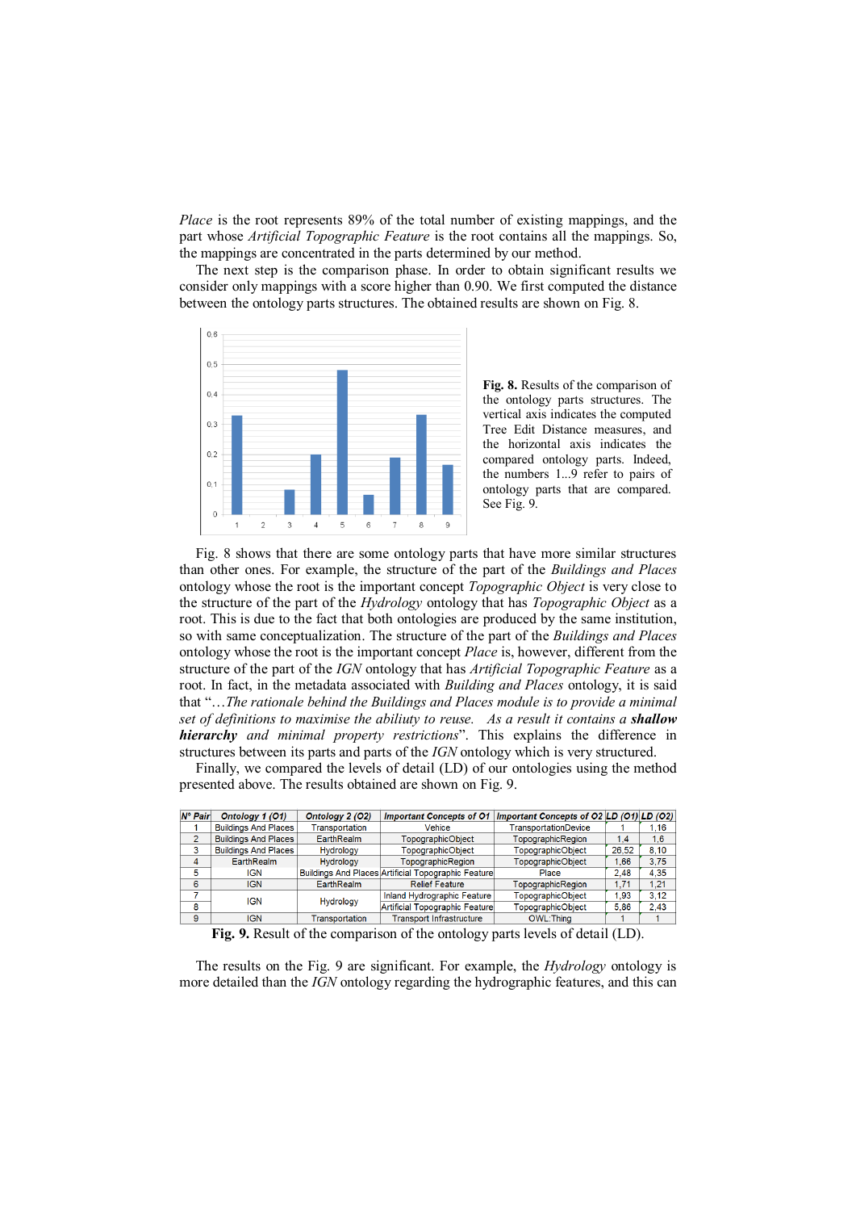*Place* is the root represents 89% of the total number of existing mappings, and the part whose *Artificial Topographic Feature* is the root contains all the mappings. So, the mappings are concentrated in the parts determined by our method.

The next step is the comparison phase. In order to obtain significant results we consider only mappings with a score higher than 0.90. We first computed the distance between the ontology parts structures. The obtained results are shown on Fig. 8.

**Fig. 8.** Results of the comparison of the ontology parts structures. The vertical axis indicates the computed Tree Edit Distance measures, and the horizontal axis indicates the compared ontology parts. Indeed, the numbers 1...9 refer to pairs of ontology parts that are compared. See Fig. 9.

Fig. 8 shows that there are some ontology parts that have more similar structures than other ones. For example, the structure of the part of the *Buildings and Places* ontology whose the root is the important concept *Topographic Object* is very close to the structure of the part of the *Hydrology* ontology that has *Topographic Object* as a root. This is due to the fact that both ontologies are produced by the same institution, so with same conceptualization. The structure of the part of the *Buildings and Places* ontology whose the root is the important concept *Place* is, however, different from the structure of the part of the *IGN* ontology that has *Artificial Topographic Feature* as a root. In fact, in the metadata associated with *Building and Places* ontology, it is said that "…*The rationale behind the Buildings and Places module is to provide a minimal set of definitions to maximise the abiliuty to reuse. As a result it contains a **shallow hierarchy** and minimal property restrictions*". This explains the difference in structures between its parts and parts of the *IGN* ontology which is very structured.

Finally, we compared the levels of detail (LD) of our ontologies using the method presented above. The results obtained are shown on Fig. 9.

| N° Pair | Ontology 1 (O1) | Ontology 2 (O2) | Important Concepts of O1 | Important Concepts of O2 | LD (O1) | LD (O2) |
|---|---|---|---|---|---|---|
| 1 | Buildings And Places | Transportation | Vehice | TransportationDevice | 1 | 1,16 |
| 2 | Buildings And Places | EarthRealm | TopographicObject | TopographicRegion | 1,4 | 1,6 |
| 3 | Buildings And Places | Hydrology | TopographicObject | TopographicObject | 26,52 | 8,10 |
| 4 | EarthRealm | Hydrology | TopographicRegion | TopographicObject | 1,66 | 3,75 |
| 5 | IGN | Buildings And Places | Artificial Topographic Feature | Place | 2,48 | 4,35 |
| 6 | IGN | EarthRealm | Relief Feature | TopographicRegion | 1,71 | 1,21 |
| 7 | IGN | Hydrology | Inland Hydrographic Feature | TopographicObject | 1,93 | 3,12 |
| 8 | | | Artificial Topographic Feature | TopographicObject | 5,86 | 2,43 |
| 9 | IGN | Transportation | Transport Infrastructure | OWL:Thing | 1 | 1 |

**Fig. 9.** Result of the comparison of the ontology parts levels of detail (LD).

The results on the Fig. 9 are significant. For example, the *Hydrology* ontology is more detailed than the *IGN* ontology regarding the hydrographic features, and this can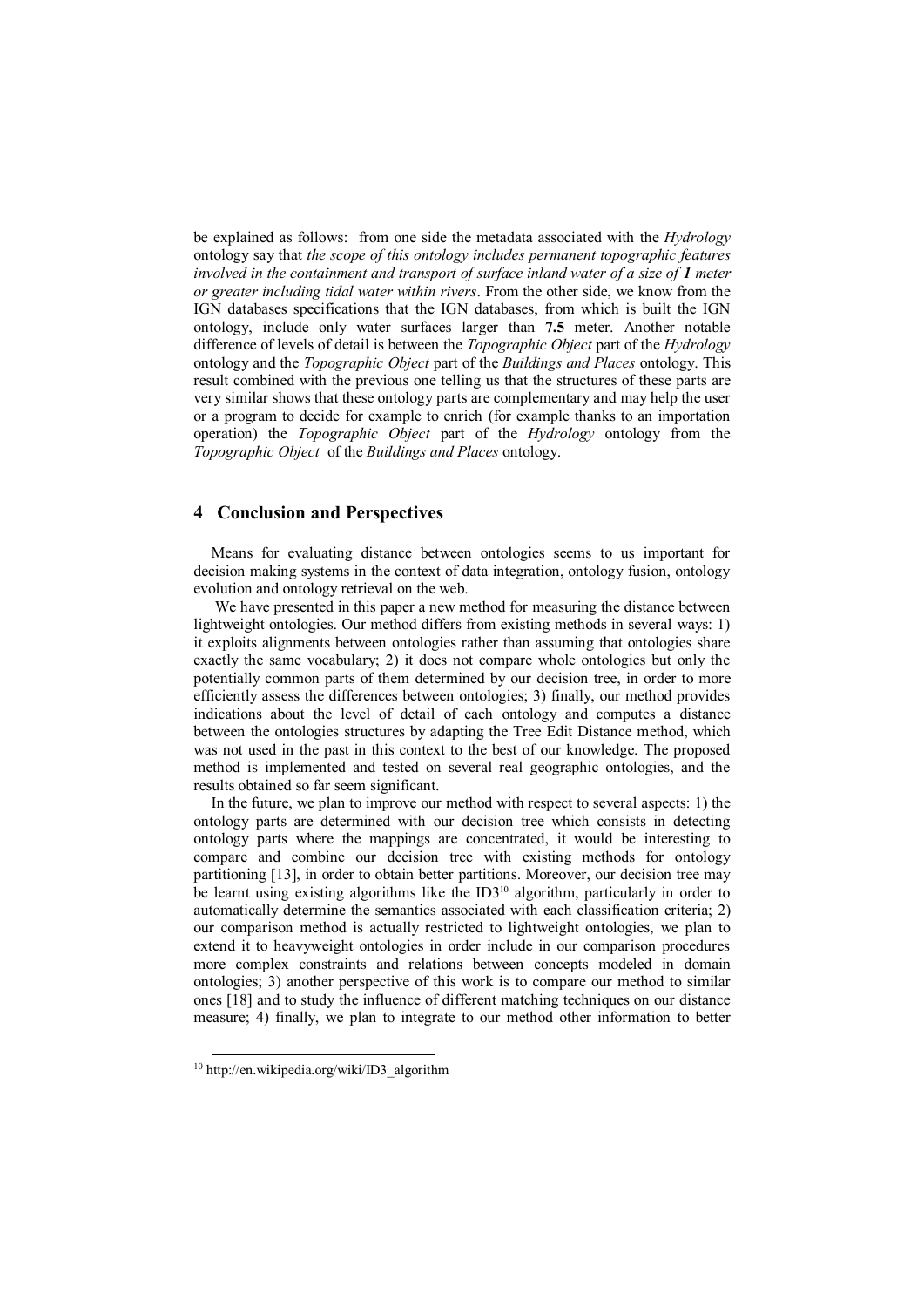be explained as follows: from one side the metadata associated with the *Hydrology* ontology say that *the scope of this ontology includes permanent topographic features involved in the containment and transport of surface inland water of a size of **1** meter or greater including tidal water within rivers*. From the other side, we know from the IGN databases specifications that the IGN databases, from which is built the IGN ontology, include only water surfaces larger than **7.5** meter. Another notable difference of levels of detail is between the *Topographic Object* part of the *Hydrology* ontology and the *Topographic Object* part of the *Buildings and Places* ontology. This result combined with the previous one telling us that the structures of these parts are very similar shows that these ontology parts are complementary and may help the user or a program to decide for example to enrich (for example thanks to an importation operation) the *Topographic Object* part of the *Hydrology* ontology from the *Topographic Object* of the *Buildings and Places* ontology.

## 4 Conclusion and Perspectives

Means for evaluating distance between ontologies seems to us important for decision making systems in the context of data integration, ontology fusion, ontology evolution and ontology retrieval on the web.

We have presented in this paper a new method for measuring the distance between lightweight ontologies. Our method differs from existing methods in several ways: 1) it exploits alignments between ontologies rather than assuming that ontologies share exactly the same vocabulary; 2) it does not compare whole ontologies but only the potentially common parts of them determined by our decision tree, in order to more efficiently assess the differences between ontologies; 3) finally, our method provides indications about the level of detail of each ontology and computes a distance between the ontologies structures by adapting the Tree Edit Distance method, which was not used in the past in this context to the best of our knowledge. The proposed method is implemented and tested on several real geographic ontologies, and the results obtained so far seem significant.

In the future, we plan to improve our method with respect to several aspects: 1) the ontology parts are determined with our decision tree which consists in detecting ontology parts where the mappings are concentrated, it would be interesting to compare and combine our decision tree with existing methods for ontology partitioning [13], in order to obtain better partitions. Moreover, our decision tree may be learnt using existing algorithms like the ID3[10] algorithm, particularly in order to automatically determine the semantics associated with each classification criteria; 2) our comparison method is actually restricted to lightweight ontologies, we plan to extend it to heavyweight ontologies in order include in our comparison procedures more complex constraints and relations between concepts modeled in domain ontologies; 3) another perspective of this work is to compare our method to similar ones [18] and to study the influence of different matching techniques on our distance measure; 4) finally, we plan to integrate to our method other information to better

[10] http://en.wikipedia.org/wiki/ID3_algorithm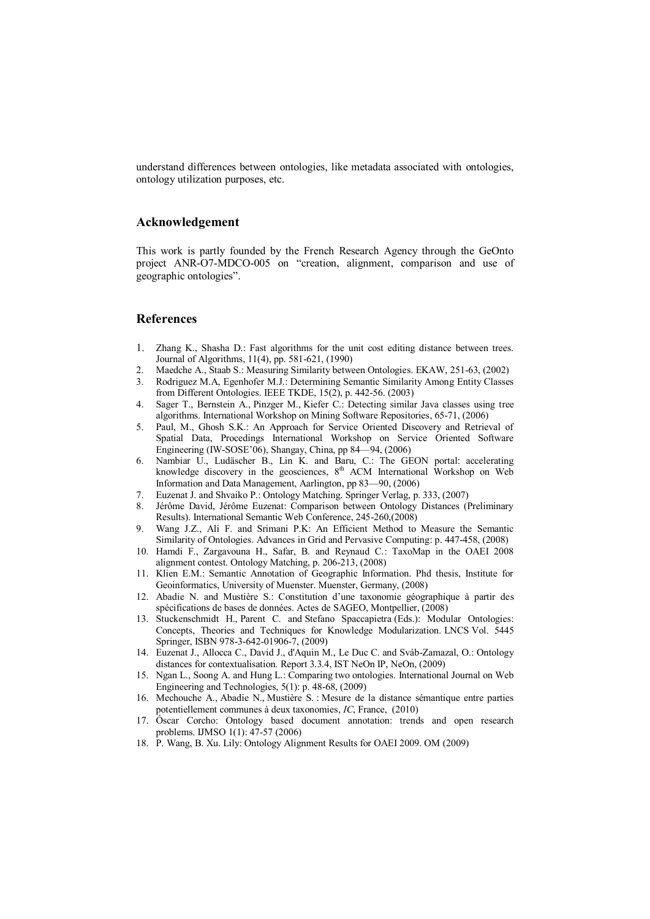understand differences between ontologies, like metadata associated with ontologies, ontology utilization purposes, etc.

## Acknowledgement

This work is partly founded by the French Research Agency through the GeOnto project ANR-O7-MDCO-005 on "creation, alignment, comparison and use of geographic ontologies".

## References

1. Zhang K., Shasha D.: Fast algorithms for the unit cost editing distance between trees. Journal of Algorithms, 11(4), pp. 581-621, (1990)
2. Maedche A., Staab S.: Measuring Similarity between Ontologies. EKAW, 251-63, (2002)
3. Rodriguez M.A, Egenhofer M.J.: Determining Semantic Similarity Among Entity Classes from Different Ontologies. IEEE TKDE, 15(2), p. 442-56. (2003)
4. Sager T., Bernstein A., Pinzger M., Kiefer C.: Detecting similar Java classes using tree algorithms. International Workshop on Mining Software Repositories, 65-71, (2006)
5. Paul, M., Ghosh S.K.: An Approach for Service Oriented Discovery and Retrieval of Spatial Data, Procedings International Workshop on Service Oriented Software Engineering (IW-SOSE'06), Shangay, China, pp 84—94, (2006)
6. Nambiar U., Ludäscher B., Lin K. and Baru, C.: The GEON portal: accelerating knowledge discovery in the geosciences, 8th ACM International Workshop on Web Information and Data Management, Aarlington, pp 83—90, (2006)
7. Euzenat J. and Shvaiko P.: Ontology Matching. Springer Verlag, p. 333, (2007)
8. Jérôme David, Jérôme Euzenat: Comparison between Ontology Distances (Preliminary Results). International Semantic Web Conference, 245-260,(2008)
9. Wang J.Z., Ali F. and Srimani P.K: An Efficient Method to Measure the Semantic Similarity of Ontologies. Advances in Grid and Pervasive Computing: p. 447-458, (2008)
10. Hamdi F., Zargavouna H., Safar, B. and Reynaud C.: TaxoMap in the OAEI 2008 alignment contest. Ontology Matching, p. 206-213, (2008)
11. Klien E.M.: Semantic Annotation of Geographic Information. Phd thesis, Institute for Geoinformatics, University of Muenster. Muenster, Germany, (2008)
12. Abadie N. and Mustière S.: Constitution d'une taxonomie géographique à partir des spécifications de bases de données. Actes de SAGEO, Montpellier, (2008)
13. Stuckenschmidt H., Parent C. and Stefano Spaccapietra (Eds.): Modular Ontologies: Concepts, Theories and Techniques for Knowledge Modularization. LNCS Vol. 5445 Springer, ISBN 978-3-642-01906-7, (2009)
14. Euzenat J., Allocca C., David J., d'Aquin M., Le Duc C. and Sváb-Zamazal, O.: Ontology distances for contextualisation. Report 3.3.4, IST NeOn IP, NeOn, (2009)
15. Ngan L., Soong A. and Hung L.: Comparing two ontologies. International Journal on Web Engineering and Technologies, 5(1): p. 48-68, (2009)
16. Mechouche A., Abadie N., Mustière S. : Mesure de la distance sémantique entre parties potentiellement communes à deux taxonomies, *IC*, France, (2010)
17. Óscar Corcho: Ontology based document annotation: trends and open research problems. IJMSO 1(1): 47-57 (2006)
18. P. Wang, B. Xu. Lily: Ontology Alignment Results for OAEI 2009. OM (2009)